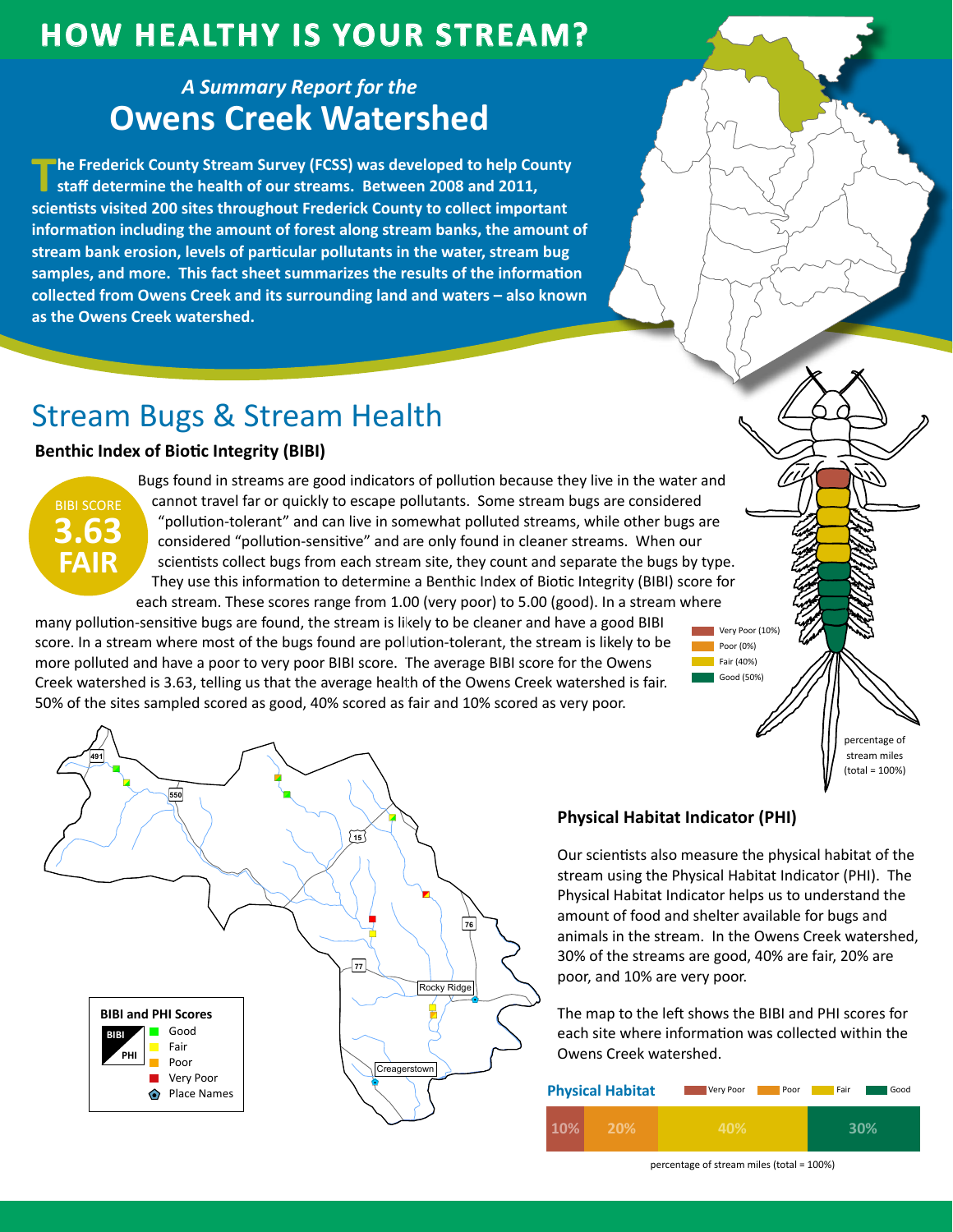# HOW HEALTHY IS YOUR STREAM?

*A Summary Report for the*

## Owens Creek Watershed

**The Frederick County Stream Survey (FCSS) was developed to help County staff determine the health of our streams. Between 2008 and 2011, scientists visited 200 sites throughout Frederick County to collect important information including the amount of forest along stream banks, the amount of stream bank erosion, levels of particular pollutants in the water, stream bug samples, and more. This fact sheet summarizes the results of the information collected from Owens Creek and its surrounding land and waters – also known as the Owens Creek watershed.**

## Stream Bugs & Stream Health

### Benthic Index of Biotic Integrity (BIBI)

BIBI SCORE **3.63** **FAIR**

Bugs found in streams are good indicators of pollution because they live in the water and cannot travel far or quickly to escape pollutants. Some stream bugs are considered "pollution-tolerant" and can live in somewhat polluted streams, while other bugs are considered "pollution-sensitive" and are only found in cleaner streams. When our scientists collect bugs from each stream site, they count and separate the bugs by type. They use this information to determine a Benthic Index of Biotic Integrity (BIBI) score for each stream. These scores range from 1.00 (very poor) to 5.00 (good). In a stream where many pollution-sensitive bugs are found, the stream is likely to be cleaner and have a good BIBI score. In a stream where most of the bugs found are pollution-tolerant, the stream is likely to be more polluted and have a poor to very poor BIBI score. The average BIBI score for the Owens Creek watershed is 3.63, telling us that the average health of the Owens Creek watershed is fair. 50% of the sites sampled scored as good, 40% scored as fair and 10% scored as very poor.

Very Poor (10%)
Poor (0%)
Fair (40%)
Good (50%)

percentage of stream miles (total = 100%)

**BIBI and PHI Scores**
- Good
- Fair
- Poor
- Very Poor
- Place Names

Rocky Ridge
Creagerstown

### Physical Habitat Indicator (PHI)

Our scientists also measure the physical habitat of the stream using the Physical Habitat Indicator (PHI). The Physical Habitat Indicator helps us to understand the amount of food and shelter available for bugs and animals in the stream. In the Owens Creek watershed, 30% of the streams are good, 40% are fair, 20% are poor, and 10% are very poor.

The map to the left shows the BIBI and PHI scores for each site where information was collected within the Owens Creek watershed.

**Physical Habitat**

| Very Poor | Poor | Fair | Good |
|---|---|---|---|
| 10% | 20% | 40% | 30% |

percentage of stream miles (total = 100%)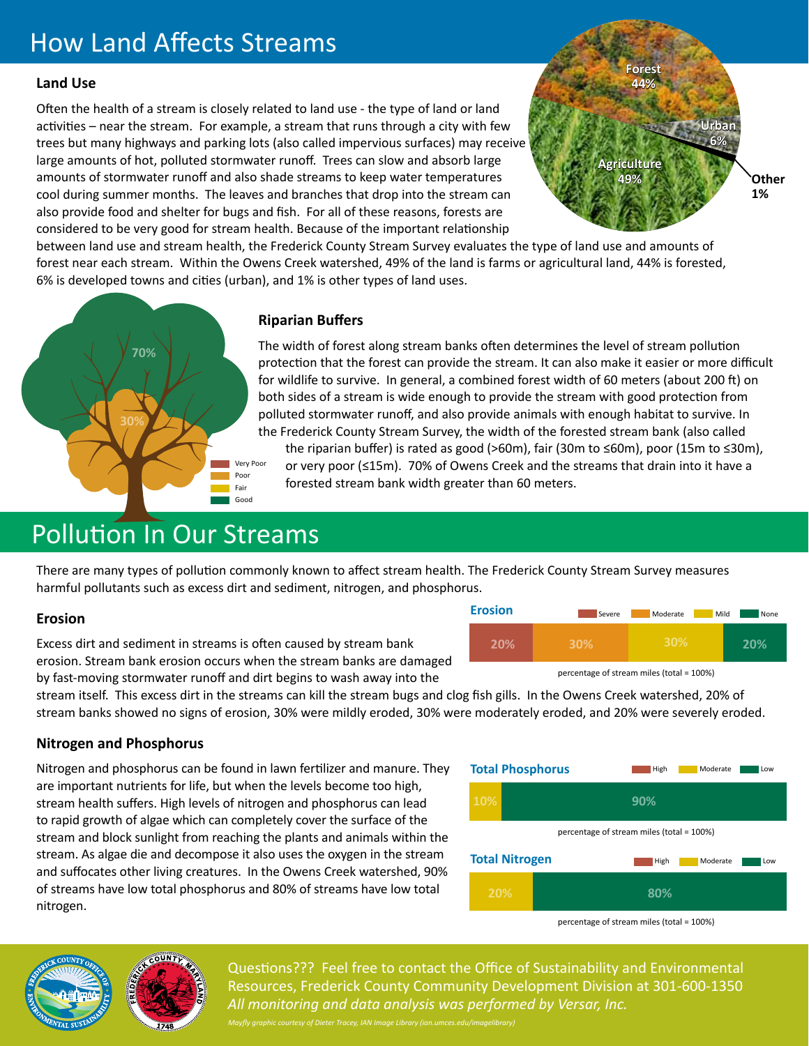# How Land Affects Streams

### Land Use

Often the health of a stream is closely related to land use - the type of land or land activities – near the stream. For example, a stream that runs through a city with few trees but many highways and parking lots (also called impervious surfaces) may receive large amounts of hot, polluted stormwater runoff. Trees can slow and absorb large amounts of stormwater runoff and also shade streams to keep water temperatures cool during summer months. The leaves and branches that drop into the stream can also provide food and shelter for bugs and fish. For all of these reasons, forests are considered to be very good for stream health. Because of the important relationship between land use and stream health, the Frederick County Stream Survey evaluates the type of land use and amounts of forest near each stream. Within the Owens Creek watershed, 49% of the land is farms or agricultural land, 44% is forested, 6% is developed towns and cities (urban), and 1% is other types of land uses.

Forest 44%
Urban 6%
Agriculture 49%
Other 1%

### Riparian Buffers

70%
30%
Very Poor
Poor
Fair
Good

The width of forest along stream banks often determines the level of stream pollution protection that the forest can provide the stream. It can also make it easier or more difficult for wildlife to survive. In general, a combined forest width of 60 meters (about 200 ft) on both sides of a stream is wide enough to provide the stream with good protection from polluted stormwater runoff, and also provide animals with enough habitat to survive. In the Frederick County Stream Survey, the width of the forested stream bank (also called the riparian buffer) is rated as good (>60m), fair (30m to ≤60m), poor (15m to ≤30m), or very poor (≤15m). 70% of Owens Creek and the streams that drain into it have a forested stream bank width greater than 60 meters.

# Pollution In Our Streams

There are many types of pollution commonly known to affect stream health. The Frederick County Stream Survey measures harmful pollutants such as excess dirt and sediment, nitrogen, and phosphorus.

### Erosion

Erosion
Severe Moderate Mild None
20% 30% 30% 20%
percentage of stream miles (total = 100%)

Excess dirt and sediment in streams is often caused by stream bank erosion. Stream bank erosion occurs when the stream banks are damaged by fast-moving stormwater runoff and dirt begins to wash away into the stream itself. This excess dirt in the streams can kill the stream bugs and clog fish gills. In the Owens Creek watershed, 20% of stream banks showed no signs of erosion, 30% were mildly eroded, 30% were moderately eroded, and 20% were severely eroded.

### Nitrogen and Phosphorus

Nitrogen and phosphorus can be found in lawn fertilizer and manure. They are important nutrients for life, but when the levels become too high, stream health suffers. High levels of nitrogen and phosphorus can lead to rapid growth of algae which can completely cover the surface of the stream and block sunlight from reaching the plants and animals within the stream. As algae die and decompose it also uses the oxygen in the stream and suffocates other living creatures. In the Owens Creek watershed, 90% of streams have low total phosphorus and 80% of streams have low total nitrogen.

Total Phosphorus
High Moderate Low
10% 90%
percentage of stream miles (total = 100%)

Total Nitrogen
High Moderate Low
20% 80%
percentage of stream miles (total = 100%)

Questions??? Feel free to contact the Office of Sustainability and Environmental Resources, Frederick County Community Development Division at 301-600-1350

*All monitoring and data analysis was performed by Versar, Inc.*

*Mayfly graphic courtesy of Dieter Tracey, IAN Image Library (ian.umces.edu/imagelibrary)*